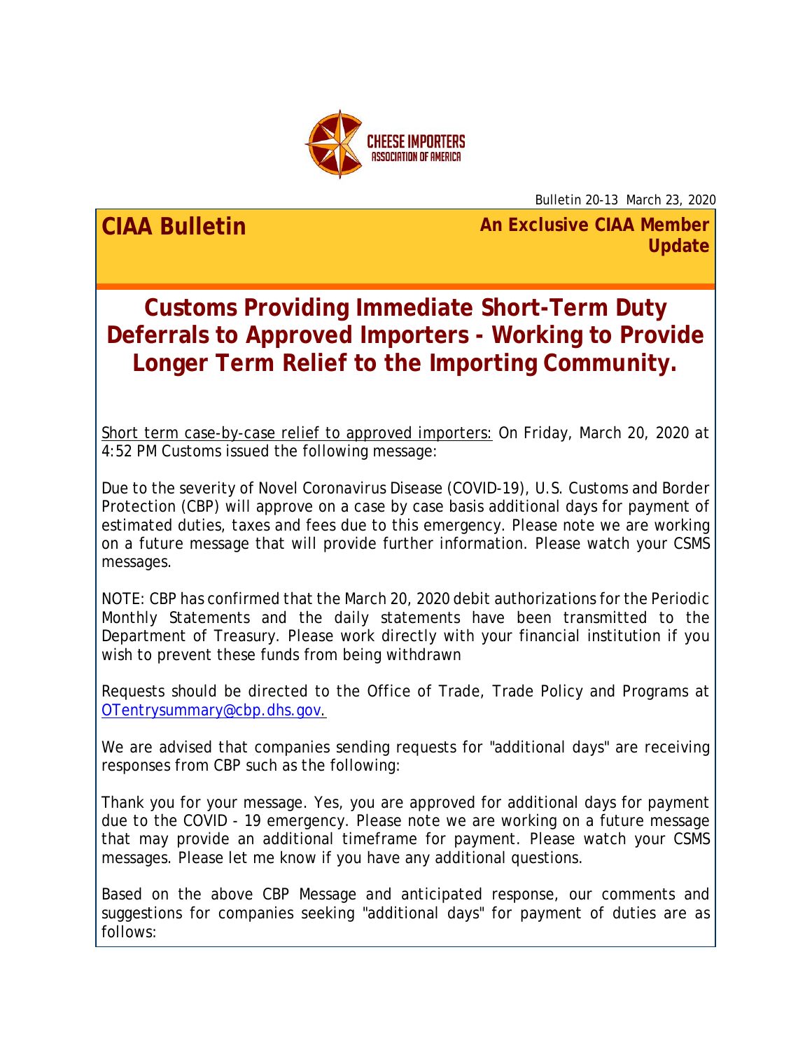CHEESE IMPORTERS ASSOCIATION OF AMERICA

Bulletin 20-13 March 23, 2020

**CIAA Bulletin**

**An Exclusive CIAA Member Update**

# Customs Providing Immediate Short-Term Duty Deferrals to Approved Importers - Working to Provide Longer Term Relief to the Importing Community.

Short term case-by-case relief to approved importers: On Friday, March 20, 2020 at 4:52 PM Customs issued the following message:

Due to the severity of Novel Coronavirus Disease (COVID-19), U.S. Customs and Border Protection (CBP) will approve on a case by case basis additional days for payment of estimated duties, taxes and fees due to this emergency. Please note we are working on a future message that will provide further information. Please watch your CSMS messages.

NOTE: CBP has confirmed that the March 20, 2020 debit authorizations for the Periodic Monthly Statements and the daily statements have been transmitted to the Department of Treasury. Please work directly with your financial institution if you wish to prevent these funds from being withdrawn

Requests should be directed to the Office of Trade, Trade Policy and Programs at OTentrysummary@cbp.dhs.gov.

We are advised that companies sending requests for "additional days" are receiving responses from CBP such as the following:

Thank you for your message. Yes, you are approved for additional days for payment due to the COVID - 19 emergency. Please note we are working on a future message that may provide an additional timeframe for payment. Please watch your CSMS messages. Please let me know if you have any additional questions.

Based on the above CBP Message and anticipated response, our comments and suggestions for companies seeking "additional days" for payment of duties are as follows: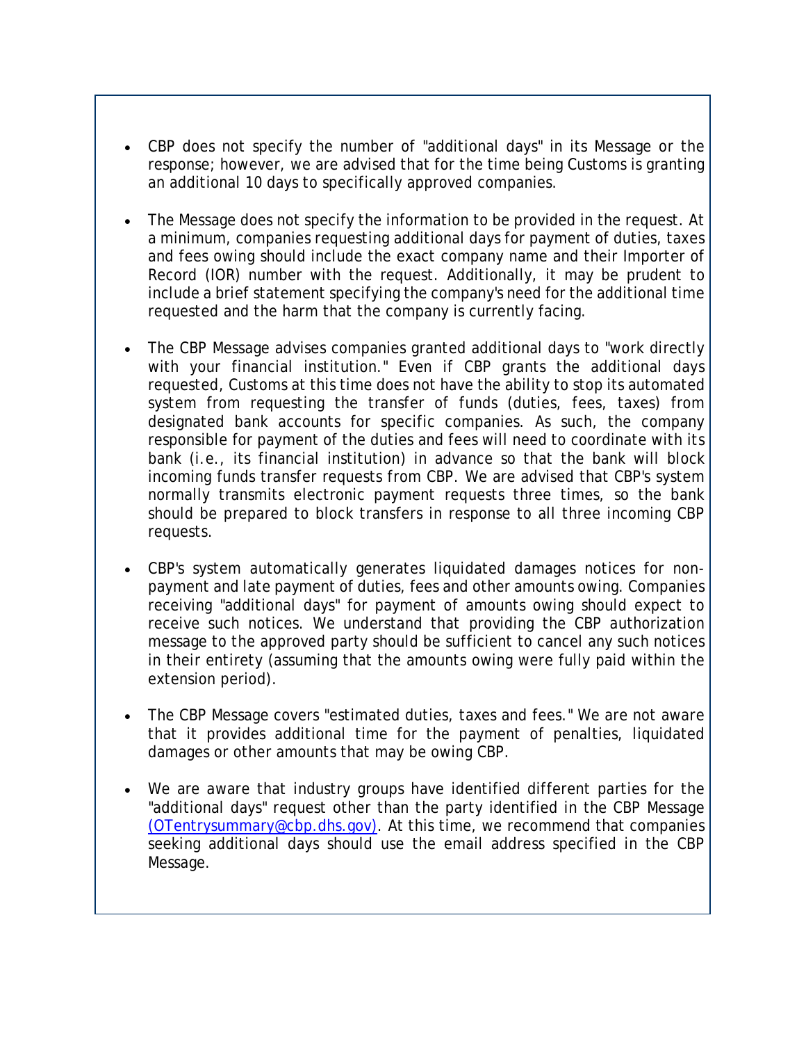- CBP does not specify the number of "additional days" in its Message or the response; however, we are advised that for the time being Customs is granting an additional 10 days to specifically approved companies.

- The Message does not specify the information to be provided in the request. At a minimum, companies requesting additional days for payment of duties, taxes and fees owing should include the exact company name and their Importer of Record (IOR) number with the request. Additionally, it may be prudent to include a brief statement specifying the company's need for the additional time requested and the harm that the company is currently facing.

- The CBP Message advises companies granted additional days to "work directly with your financial institution." Even if CBP grants the additional days requested, Customs at this time does not have the ability to stop its automated system from requesting the transfer of funds (duties, fees, taxes) from designated bank accounts for specific companies. As such, the company responsible for payment of the duties and fees will need to coordinate with its bank (i.e., its financial institution) in advance so that the bank will block incoming funds transfer requests from CBP. We are advised that CBP's system normally transmits electronic payment requests three times, so the bank should be prepared to block transfers in response to all three incoming CBP requests.

- CBP's system automatically generates liquidated damages notices for non-payment and late payment of duties, fees and other amounts owing. Companies receiving "additional days" for payment of amounts owing should expect to receive such notices. We understand that providing the CBP authorization message to the approved party should be sufficient to cancel any such notices in their entirety (assuming that the amounts owing were fully paid within the extension period).

- The CBP Message covers "estimated duties, taxes and fees." We are not aware that it provides additional time for the payment of penalties, liquidated damages or other amounts that may be owing CBP.

- We are aware that industry groups have identified different parties for the "additional days" request other than the party identified in the CBP Message (OTentrysummary@cbp.dhs.gov). At this time, we recommend that companies seeking additional days should use the email address specified in the CBP Message.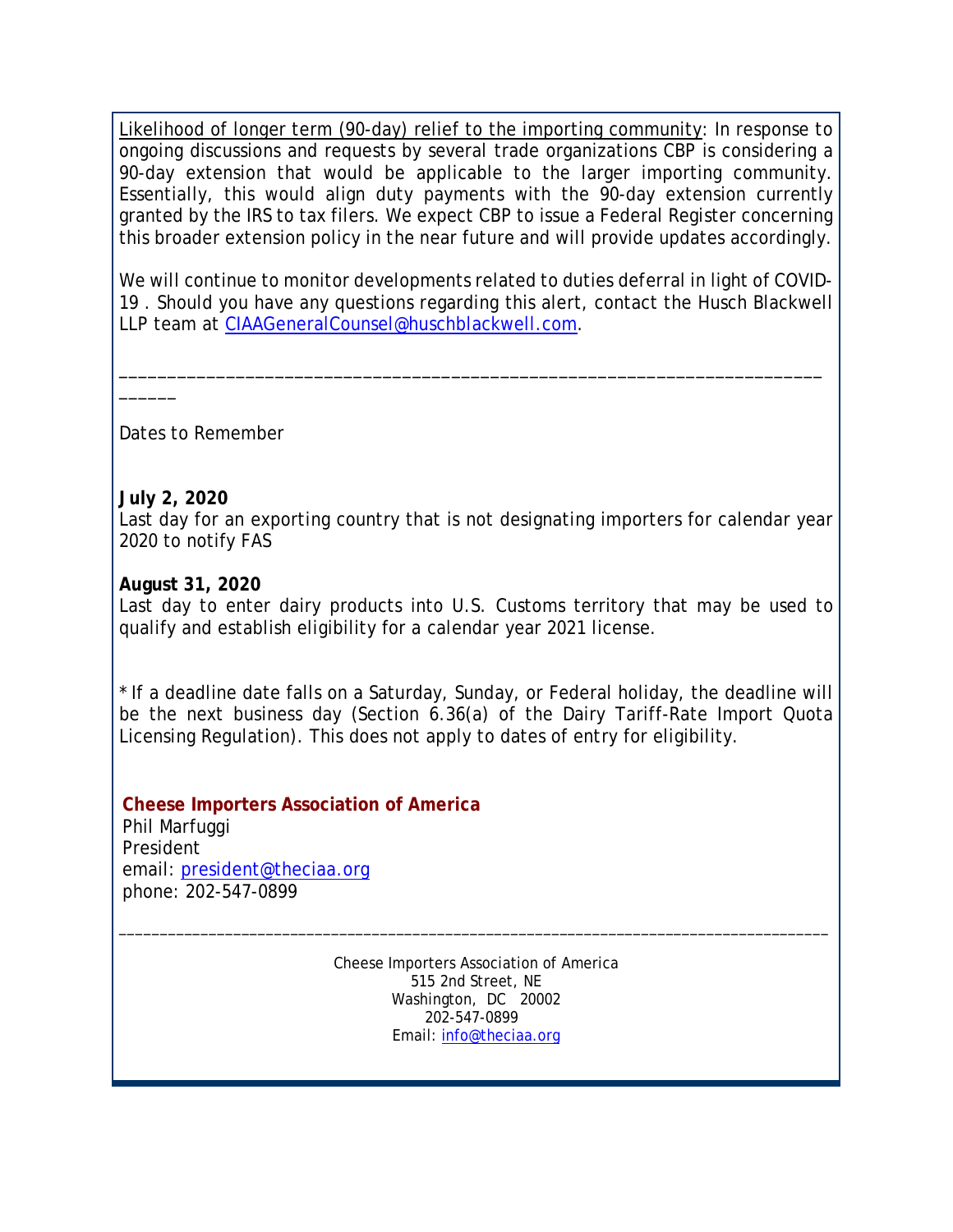Likelihood of longer term (90-day) relief to the importing community: In response to ongoing discussions and requests by several trade organizations CBP is considering a 90-day extension that would be applicable to the larger importing community. Essentially, this would align duty payments with the 90-day extension currently granted by the IRS to tax filers. We expect CBP to issue a Federal Register concerning this broader extension policy in the near future and will provide updates accordingly.

We will continue to monitor developments related to duties deferral in light of COVID-19 . Should you have any questions regarding this alert, contact the Husch Blackwell LLP team at [CIAAGeneralCounsel@huschblackwell.com](mailto:CIAAGeneralCounsel@huschblackwell.com).

---

Dates to Remember

**July 2, 2020**
Last day for an exporting country that is not designating importers for calendar year 2020 to notify FAS

**August 31, 2020**
Last day to enter dairy products into U.S. Customs territory that may be used to qualify and establish eligibility for a calendar year 2021 license.

*If a deadline date falls on a Saturday, Sunday, or Federal holiday, the deadline will be the next business day (Section 6.36(a) of the Dairy Tariff-Rate Import Quota Licensing Regulation). This does not apply to dates of entry for eligibility.

**Cheese Importers Association of America**
Phil Marfuggi
President
email: [president@theciaa.org](mailto:president@theciaa.org)
phone: 202-547-0899

---

Cheese Importers Association of America
515 2nd Street, NE
Washington, DC 20002
202-547-0899
Email: [info@theciaa.org](mailto:info@theciaa.org)